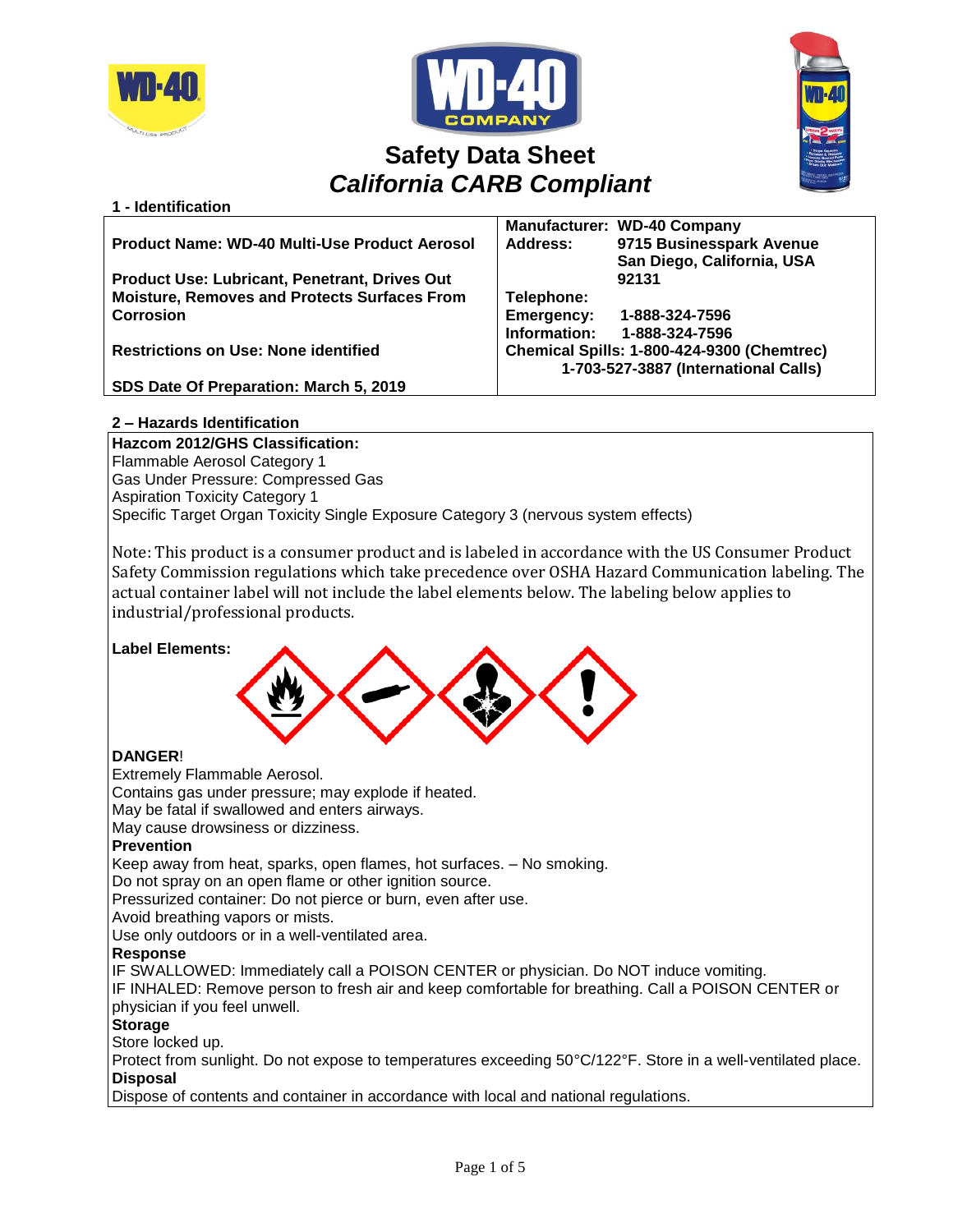# Safety Data Sheet
## *California CARB Compliant*

### 1 - Identification

| | |
|---|---|
| **Product Name: WD-40 Multi-Use Product Aerosol** | **Manufacturer: WD-40 Company** |
| | **Address: 9715 Businesspark Avenue, San Diego, California, USA 92131** |
| **Product Use: Lubricant, Penetrant, Drives Out Moisture, Removes and Protects Surfaces From Corrosion** | **Telephone:** |
| | **Emergency: 1-888-324-7596** |
| | **Information: 1-888-324-7596** |
| **Restrictions on Use: None identified** | **Chemical Spills: 1-800-424-9300 (Chemtrec)** |
| | **1-703-527-3887 (International Calls)** |
| **SDS Date Of Preparation: March 5, 2019** | |

### 2 – Hazards Identification

**Hazcom 2012/GHS Classification:**
Flammable Aerosol Category 1
Gas Under Pressure: Compressed Gas
Aspiration Toxicity Category 1
Specific Target Organ Toxicity Single Exposure Category 3 (nervous system effects)

Note: This product is a consumer product and is labeled in accordance with the US Consumer Product Safety Commission regulations which take precedence over OSHA Hazard Communication labeling. The actual container label will not include the label elements below. The labeling below applies to industrial/professional products.

**Label Elements:**

**DANGER**!
Extremely Flammable Aerosol.
Contains gas under pressure; may explode if heated.
May be fatal if swallowed and enters airways.
May cause drowsiness or dizziness.

**Prevention**
Keep away from heat, sparks, open flames, hot surfaces. – No smoking.
Do not spray on an open flame or other ignition source.
Pressurized container: Do not pierce or burn, even after use.
Avoid breathing vapors or mists.
Use only outdoors or in a well-ventilated area.

**Response**
IF SWALLOWED: Immediately call a POISON CENTER or physician. Do NOT induce vomiting.
IF INHALED: Remove person to fresh air and keep comfortable for breathing. Call a POISON CENTER or physician if you feel unwell.

**Storage**
Store locked up.
Protect from sunlight. Do not expose to temperatures exceeding 50°C/122°F. Store in a well-ventilated place.

**Disposal**
Dispose of contents and container in accordance with local and national regulations.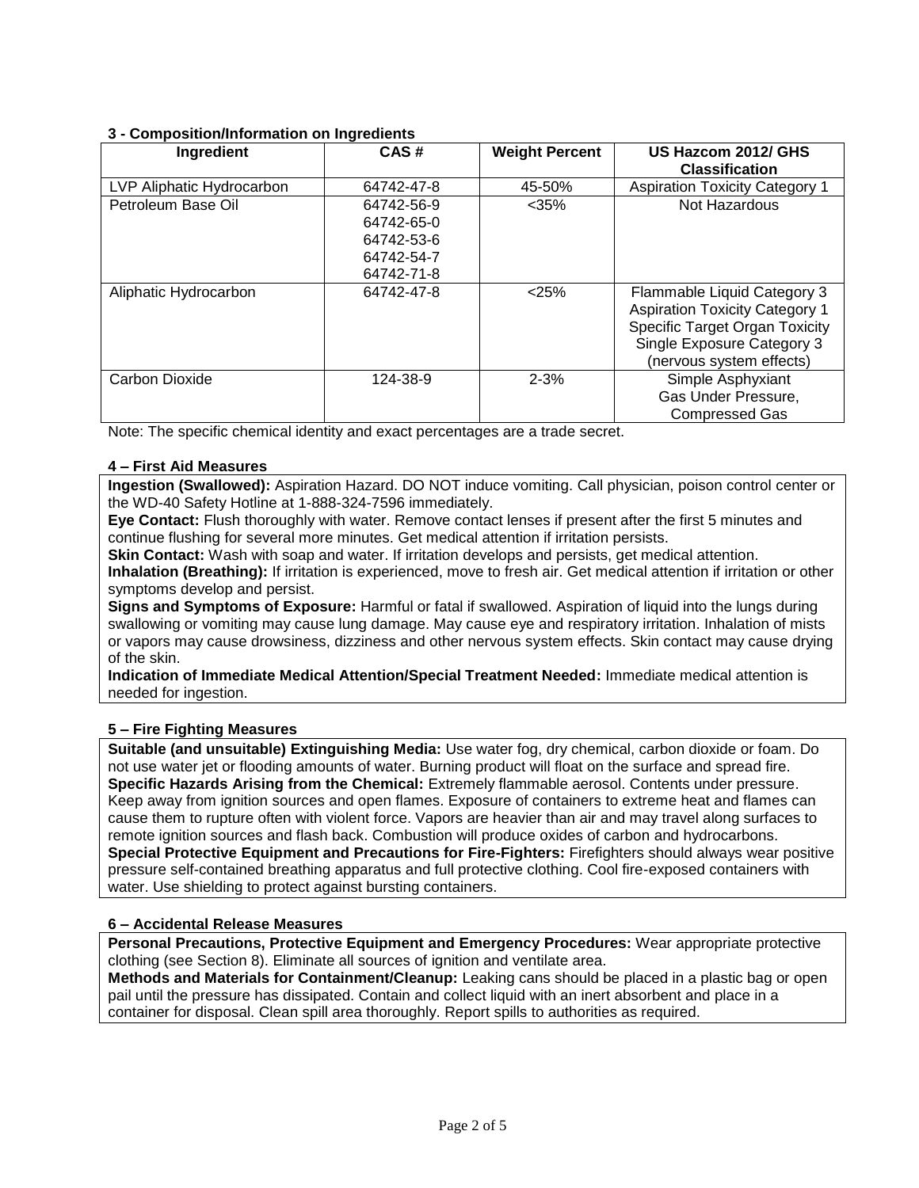### 3 - Composition/Information on Ingredients

| Ingredient | CAS # | Weight Percent | US Hazcom 2012/ GHS Classification |
|---|---|---|---|
| LVP Aliphatic Hydrocarbon | 64742-47-8 | 45-50% | Aspiration Toxicity Category 1 |
| Petroleum Base Oil | 64742-56-9<br>64742-65-0<br>64742-53-6<br>64742-54-7<br>64742-71-8 | <35% | Not Hazardous |
| Aliphatic Hydrocarbon | 64742-47-8 | <25% | Flammable Liquid Category 3<br>Aspiration Toxicity Category 1<br>Specific Target Organ Toxicity Single Exposure Category 3 (nervous system effects) |
| Carbon Dioxide | 124-38-9 | 2-3% | Simple Asphyxiant<br>Gas Under Pressure,<br>Compressed Gas |

Note: The specific chemical identity and exact percentages are a trade secret.

### 4 – First Aid Measures

**Ingestion (Swallowed):** Aspiration Hazard. DO NOT induce vomiting. Call physician, poison control center or the WD-40 Safety Hotline at 1-888-324-7596 immediately.

**Eye Contact:** Flush thoroughly with water. Remove contact lenses if present after the first 5 minutes and continue flushing for several more minutes. Get medical attention if irritation persists.

**Skin Contact:** Wash with soap and water. If irritation develops and persists, get medical attention.

**Inhalation (Breathing):** If irritation is experienced, move to fresh air. Get medical attention if irritation or other symptoms develop and persist.

**Signs and Symptoms of Exposure:** Harmful or fatal if swallowed. Aspiration of liquid into the lungs during swallowing or vomiting may cause lung damage. May cause eye and respiratory irritation. Inhalation of mists or vapors may cause drowsiness, dizziness and other nervous system effects. Skin contact may cause drying of the skin.

**Indication of Immediate Medical Attention/Special Treatment Needed:** Immediate medical attention is needed for ingestion.

### 5 – Fire Fighting Measures

**Suitable (and unsuitable) Extinguishing Media:** Use water fog, dry chemical, carbon dioxide or foam. Do not use water jet or flooding amounts of water. Burning product will float on the surface and spread fire.

**Specific Hazards Arising from the Chemical:** Extremely flammable aerosol. Contents under pressure. Keep away from ignition sources and open flames. Exposure of containers to extreme heat and flames can cause them to rupture often with violent force. Vapors are heavier than air and may travel along surfaces to remote ignition sources and flash back. Combustion will produce oxides of carbon and hydrocarbons.

**Special Protective Equipment and Precautions for Fire-Fighters:** Firefighters should always wear positive pressure self-contained breathing apparatus and full protective clothing. Cool fire-exposed containers with water. Use shielding to protect against bursting containers.

### 6 – Accidental Release Measures

**Personal Precautions, Protective Equipment and Emergency Procedures:** Wear appropriate protective clothing (see Section 8). Eliminate all sources of ignition and ventilate area.

**Methods and Materials for Containment/Cleanup:** Leaking cans should be placed in a plastic bag or open pail until the pressure has dissipated. Contain and collect liquid with an inert absorbent and place in a container for disposal. Clean spill area thoroughly. Report spills to authorities as required.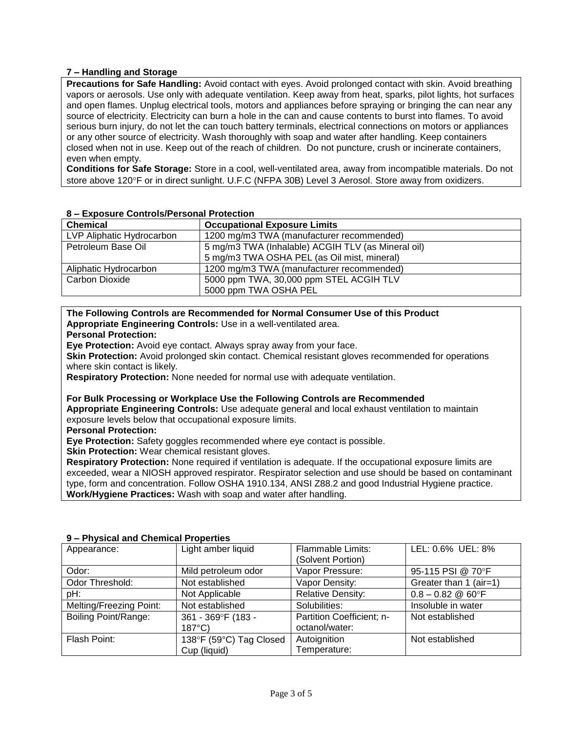## 7 – Handling and Storage

**Precautions for Safe Handling:** Avoid contact with eyes. Avoid prolonged contact with skin. Avoid breathing vapors or aerosols. Use only with adequate ventilation. Keep away from heat, sparks, pilot lights, hot surfaces and open flames. Unplug electrical tools, motors and appliances before spraying or bringing the can near any source of electricity. Electricity can burn a hole in the can and cause contents to burst into flames. To avoid serious burn injury, do not let the can touch battery terminals, electrical connections on motors or appliances or any other source of electricity. Wash thoroughly with soap and water after handling. Keep containers closed when not in use. Keep out of the reach of children. Do not puncture, crush or incinerate containers, even when empty.

**Conditions for Safe Storage:** Store in a cool, well-ventilated area, away from incompatible materials. Do not store above 120°F or in direct sunlight. U.F.C (NFPA 30B) Level 3 Aerosol. Store away from oxidizers.

## 8 – Exposure Controls/Personal Protection

| Chemical | Occupational Exposure Limits |
|---|---|
| LVP Aliphatic Hydrocarbon | 1200 mg/m3 TWA (manufacturer recommended) |
| Petroleum Base Oil | 5 mg/m3 TWA (Inhalable) ACGIH TLV (as Mineral oil)<br>5 mg/m3 TWA OSHA PEL (as Oil mist, mineral) |
| Aliphatic Hydrocarbon | 1200 mg/m3 TWA (manufacturer recommended) |
| Carbon Dioxide | 5000 ppm TWA, 30,000 ppm STEL ACGIH TLV<br>5000 ppm TWA OSHA PEL |

**The Following Controls are Recommended for Normal Consumer Use of this Product**

**Appropriate Engineering Controls:** Use in a well-ventilated area.

**Personal Protection:**

**Eye Protection:** Avoid eye contact. Always spray away from your face.

**Skin Protection:** Avoid prolonged skin contact. Chemical resistant gloves recommended for operations where skin contact is likely.

**Respiratory Protection:** None needed for normal use with adequate ventilation.

**For Bulk Processing or Workplace Use the Following Controls are Recommended**

**Appropriate Engineering Controls:** Use adequate general and local exhaust ventilation to maintain exposure levels below that occupational exposure limits.

**Personal Protection:**

**Eye Protection:** Safety goggles recommended where eye contact is possible.

**Skin Protection:** Wear chemical resistant gloves.

**Respiratory Protection:** None required if ventilation is adequate. If the occupational exposure limits are exceeded, wear a NIOSH approved respirator. Respirator selection and use should be based on contaminant type, form and concentration. Follow OSHA 1910.134, ANSI Z88.2 and good Industrial Hygiene practice.

**Work/Hygiene Practices:** Wash with soap and water after handling.

## 9 – Physical and Chemical Properties

| | | | |
|---|---|---|---|
| Appearance: | Light amber liquid | Flammable Limits: (Solvent Portion) | LEL: 0.6% UEL: 8% |
| Odor: | Mild petroleum odor | Vapor Pressure: | 95-115 PSI @ 70°F |
| Odor Threshold: | Not established | Vapor Density: | Greater than 1 (air=1) |
| pH: | Not Applicable | Relative Density: | 0.8 – 0.82 @ 60°F |
| Melting/Freezing Point: | Not established | Solubilities: | Insoluble in water |
| Boiling Point/Range: | 361 - 369°F (183 - 187°C) | Partition Coefficient; n-octanol/water: | Not established |
| Flash Point: | 138°F (59°C) Tag Closed Cup (liquid) | Autoignition Temperature: | Not established |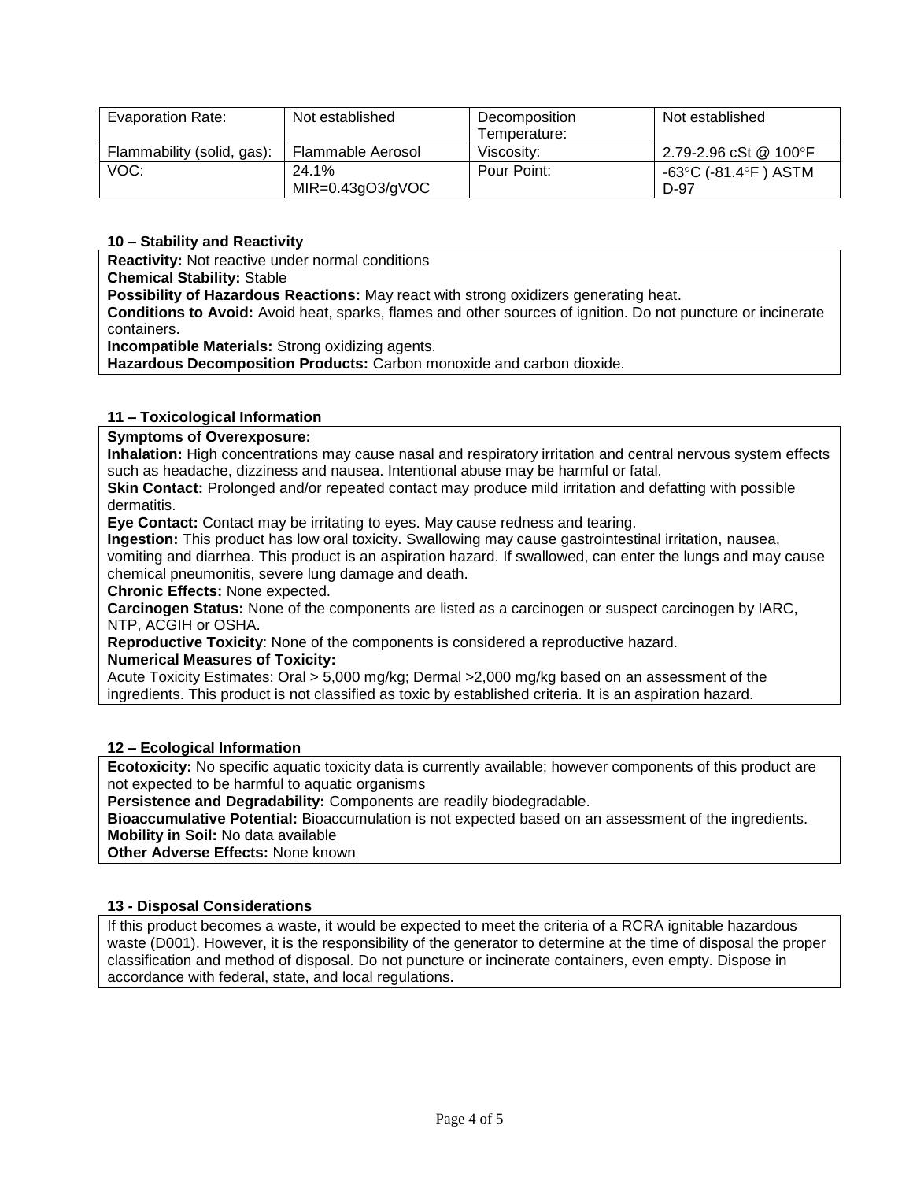| Evaporation Rate: | Not established | Decomposition Temperature: | Not established |
|---|---|---|---|
| Flammability (solid, gas): | Flammable Aerosol | Viscosity: | 2.79-2.96 cSt @ 100°F |
| VOC: | 24.1% MIR=0.43gO3/gVOC | Pour Point: | -63°C (-81.4°F ) ASTM D-97 |

## 10 – Stability and Reactivity

**Reactivity:** Not reactive under normal conditions
**Chemical Stability:** Stable
**Possibility of Hazardous Reactions:** May react with strong oxidizers generating heat.
**Conditions to Avoid:** Avoid heat, sparks, flames and other sources of ignition. Do not puncture or incinerate containers.
**Incompatible Materials:** Strong oxidizing agents.
**Hazardous Decomposition Products:** Carbon monoxide and carbon dioxide.

## 11 – Toxicological Information

**Symptoms of Overexposure:**
**Inhalation:** High concentrations may cause nasal and respiratory irritation and central nervous system effects such as headache, dizziness and nausea. Intentional abuse may be harmful or fatal.
**Skin Contact:** Prolonged and/or repeated contact may produce mild irritation and defatting with possible dermatitis.
**Eye Contact:** Contact may be irritating to eyes. May cause redness and tearing.
**Ingestion:** This product has low oral toxicity. Swallowing may cause gastrointestinal irritation, nausea, vomiting and diarrhea. This product is an aspiration hazard. If swallowed, can enter the lungs and may cause chemical pneumonitis, severe lung damage and death.
**Chronic Effects:** None expected.
**Carcinogen Status:** None of the components are listed as a carcinogen or suspect carcinogen by IARC, NTP, ACGIH or OSHA.
**Reproductive Toxicity**: None of the components is considered a reproductive hazard.
**Numerical Measures of Toxicity:**
Acute Toxicity Estimates: Oral > 5,000 mg/kg; Dermal >2,000 mg/kg based on an assessment of the ingredients. This product is not classified as toxic by established criteria. It is an aspiration hazard.

## 12 – Ecological Information

**Ecotoxicity:** No specific aquatic toxicity data is currently available; however components of this product are not expected to be harmful to aquatic organisms
**Persistence and Degradability:** Components are readily biodegradable.
**Bioaccumulative Potential:** Bioaccumulation is not expected based on an assessment of the ingredients.
**Mobility in Soil:** No data available
**Other Adverse Effects:** None known

## 13 - Disposal Considerations

If this product becomes a waste, it would be expected to meet the criteria of a RCRA ignitable hazardous waste (D001). However, it is the responsibility of the generator to determine at the time of disposal the proper classification and method of disposal. Do not puncture or incinerate containers, even empty. Dispose in accordance with federal, state, and local regulations.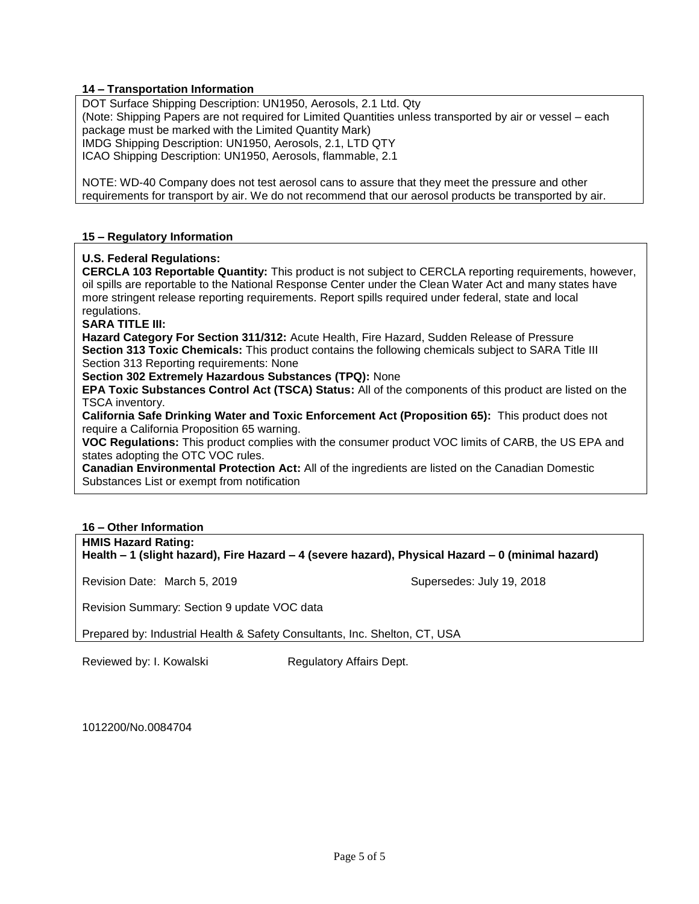## 14 – Transportation Information

DOT Surface Shipping Description: UN1950, Aerosols, 2.1 Ltd. Qty
(Note: Shipping Papers are not required for Limited Quantities unless transported by air or vessel – each package must be marked with the Limited Quantity Mark)
IMDG Shipping Description: UN1950, Aerosols, 2.1, LTD QTY
ICAO Shipping Description: UN1950, Aerosols, flammable, 2.1

NOTE: WD-40 Company does not test aerosol cans to assure that they meet the pressure and other requirements for transport by air. We do not recommend that our aerosol products be transported by air.

## 15 – Regulatory Information

**U.S. Federal Regulations:**
**CERCLA 103 Reportable Quantity:** This product is not subject to CERCLA reporting requirements, however, oil spills are reportable to the National Response Center under the Clean Water Act and many states have more stringent release reporting requirements. Report spills required under federal, state and local regulations.
**SARA TITLE III:**
**Hazard Category For Section 311/312:** Acute Health, Fire Hazard, Sudden Release of Pressure
**Section 313 Toxic Chemicals:** This product contains the following chemicals subject to SARA Title III Section 313 Reporting requirements: None
**Section 302 Extremely Hazardous Substances (TPQ):** None
**EPA Toxic Substances Control Act (TSCA) Status:** All of the components of this product are listed on the TSCA inventory.
**California Safe Drinking Water and Toxic Enforcement Act (Proposition 65):** This product does not require a California Proposition 65 warning.
**VOC Regulations:** This product complies with the consumer product VOC limits of CARB, the US EPA and states adopting the OTC VOC rules.
**Canadian Environmental Protection Act:** All of the ingredients are listed on the Canadian Domestic Substances List or exempt from notification

## 16 – Other Information

**HMIS Hazard Rating:**
**Health – 1 (slight hazard), Fire Hazard – 4 (severe hazard), Physical Hazard – 0 (minimal hazard)**

Revision Date: March 5, 2019 Supersedes: July 19, 2018

Revision Summary: Section 9 update VOC data

Prepared by: Industrial Health & Safety Consultants, Inc. Shelton, CT, USA

Reviewed by: I. Kowalski Regulatory Affairs Dept.

1012200/No.0084704